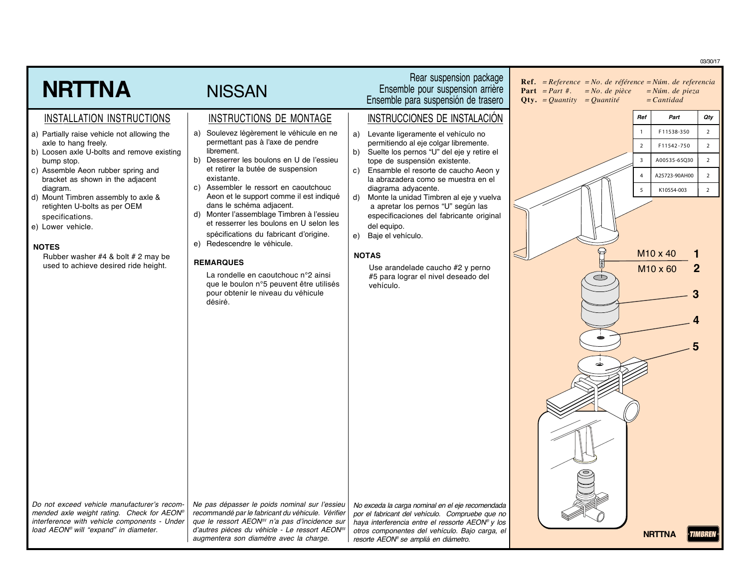03/30/17

# NRTTNA

## NISSAN

Rear suspension package
Ensemble pour suspension arrière
Ensemble para suspensión de trasero

## INSTALLATION INSTRUCTIONS

a) Partially raise vehicle not allowing the axle to hang freely.
b) Loosen axle U-bolts and remove existing bump stop.
c) Assemble Aeon rubber spring and bracket as shown in the adjacent diagram.
d) Mount Timbren assembly to axle & retighten U-bolts as per OEM specifications.
e) Lower vehicle.

**NOTES**

Rubber washer #4 & bolt # 2 may be used to achieve desired ride height.

*Do not exceed vehicle manufacturer's recommended axle weight rating. Check for AEON® interference with vehicle components - Under load AEON® will "expand" in diameter.*

## INSTRUCTIONS DE MONTAGE

a) Soulevez légèrement le véhicule en ne permettant pas à l'axe de pendre librement.
b) Desserrer les boulons en U de l'essieu et retirer la butée de suspension existante.
c) Assembler le ressort en caoutchouc Aeon et le support comme il est indiqué dans le schéma adjacent.
d) Monter l'assemblage Timbren à l'essieu et resserrer les boulons en U selon les spécifications du fabricant d'origine.
e) Redescendre le véhicule.

**REMARQUES**

La rondelle en caoutchouc n°2 ainsi que le boulon n°5 peuvent être utilisés pour obtenir le niveau du véhicule désiré.

*Ne pas dépasser le poids nominal sur l'essieu recommandé par le fabricant du véhicule. Vérifier que le ressort AEON® n'a pas d'incidence sur d'autres pièces du véhicle - Le ressort AEON® augmentera son diamètre avec la charge.*

## INSTRUCCIONES DE INSTALACIÓN

a) Levante ligeramente el vehículo no permitiendo al eje colgar libremente.
b) Suelte los pernos "U" del eje y retire el tope de suspensión existente.
c) Ensamble el resorte de caucho Aeon y la abrazadera como se muestra en el diagrama adyacente.
d) Monte la unidad Timbren al eje y vuelva a apretar los pernos "U" según las especificaciones del fabricante original del equipo.
e) Baje el vehículo.

**NOTAS**

Use arandelade caucho #2 y perno #5 para lograr el nivel deseado del vehículo.

*No exceda la carga nominal en el eje recomendada por el fabricante del vehículo. Compruebe que no haya interferencia entre el ressorte AEON® y los otros componentes del vehículo. Bajo carga, el resorte AEON® se amplía en diámetro.*

**Ref.** = Reference = No. de référence = Núm. de referencia
**Part** = Part #. = No. de pièce = Núm. de pieza
**Qty.** = Quantity = Quantité = Cantidad

| Ref | Part | Qty |
|---|---|---|
| 1 | F11538-350 | 2 |
| 2 | F11542-750 | 2 |
| 3 | A00535-65Q30 | 2 |
| 4 | A25723-90AH00 | 2 |
| 5 | K10554-003 | 2 |

M10 x 40 — 1
M10 x 60 — 2
3
4
5

NRTTNA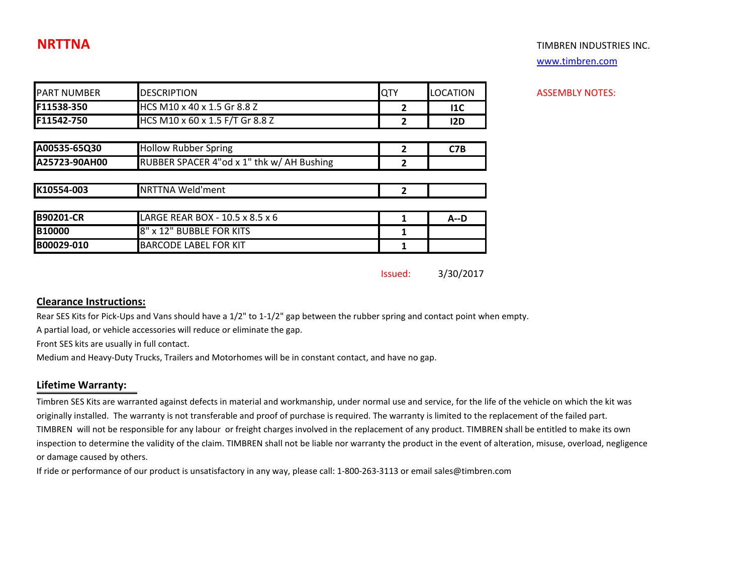# NRTTNA

TIMBREN INDUSTRIES INC.
www.timbren.com

ASSEMBLY NOTES:

| PART NUMBER | DESCRIPTION | QTY | LOCATION |
|---|---|---|---|
| **F11538-350** | HCS M10 x 40 x 1.5 Gr 8.8 Z | **2** | **I1C** |
| **F11542-750** | HCS M10 x 60 x 1.5 F/T Gr 8.8 Z | **2** | **I2D** |
| | | | |
| **A00535-65Q30** | Hollow Rubber Spring | **2** | **C7B** |
| **A25723-90AH00** | RUBBER SPACER 4"od x 1" thk w/ AH Bushing | **2** | |
| | | | |
| **K10554-003** | NRTTNA Weld'ment | **2** | |
| | | | |
| **B90201-CR** | LARGE REAR BOX - 10.5 x 8.5 x 6 | **1** | **A--D** |
| **B10000** | 8" x 12" BUBBLE FOR KITS | **1** | |
| **B00029-010** | BARCODE LABEL FOR KIT | **1** | |

Issued: 3/30/2017

## Clearance Instructions:

Rear SES Kits for Pick-Ups and Vans should have a 1/2" to 1-1/2" gap between the rubber spring and contact point when empty.
A partial load, or vehicle accessories will reduce or eliminate the gap.
Front SES kits are usually in full contact.
Medium and Heavy-Duty Trucks, Trailers and Motorhomes will be in constant contact, and have no gap.

## Lifetime Warranty:

Timbren SES Kits are warranted against defects in material and workmanship, under normal use and service, for the life of the vehicle on which the kit was originally installed. The warranty is not transferable and proof of purchase is required. The warranty is limited to the replacement of the failed part. TIMBREN will not be responsible for any labour or freight charges involved in the replacement of any product. TIMBREN shall be entitled to make its own inspection to determine the validity of the claim. TIMBREN shall not be liable nor warranty the product in the event of alteration, misuse, overload, negligence or damage caused by others.
If ride or performance of our product is unsatisfactory in any way, please call: 1-800-263-3113 or email sales@timbren.com